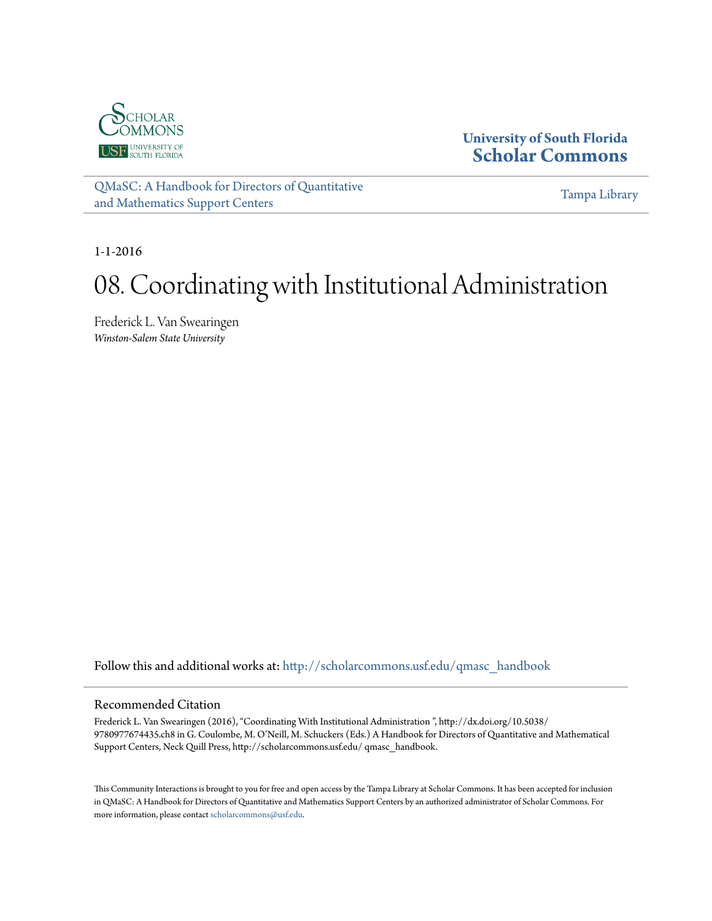University of South Florida
**Scholar Commons**

QMaSC: A Handbook for Directors of Quantitative and Mathematics Support Centers

Tampa Library

1-1-2016

# 08. Coordinating with Institutional Administration

Frederick L. Van Swearingen
*Winston-Salem State University*

Follow this and additional works at: http://scholarcommons.usf.edu/qmasc_handbook

## Recommended Citation

Frederick L. Van Swearingen (2016), "Coordinating With Institutional Administration ", http://dx.doi.org/10.5038/9780977674435.ch8 in G. Coulombe, M. O'Neill, M. Schuckers (Eds.) A Handbook for Directors of Quantitative and Mathematical Support Centers, Neck Quill Press, http://scholarcommons.usf.edu/ qmasc_handbook.

This Community Interactions is brought to you for free and open access by the Tampa Library at Scholar Commons. It has been accepted for inclusion in QMaSC: A Handbook for Directors of Quantitative and Mathematics Support Centers by an authorized administrator of Scholar Commons. For more information, please contact scholarcommons@usf.edu.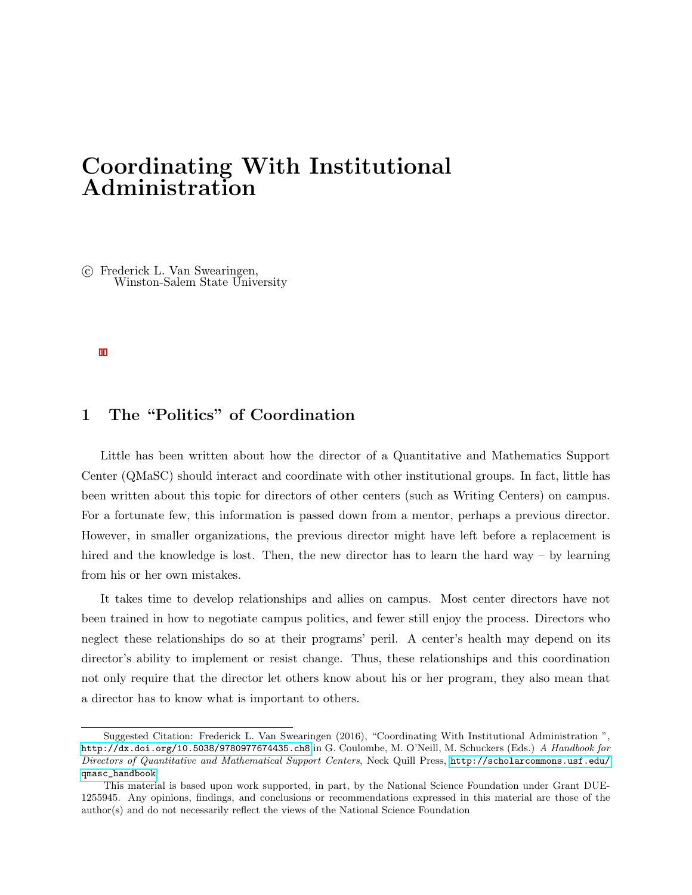# Coordinating With Institutional Administration

© Frederick L. Van Swearingen,
Winston-Salem State University

## 1 The "Politics" of Coordination

Little has been written about how the director of a Quantitative and Mathematics Support Center (QMaSC) should interact and coordinate with other institutional groups. In fact, little has been written about this topic for directors of other centers (such as Writing Centers) on campus. For a fortunate few, this information is passed down from a mentor, perhaps a previous director. However, in smaller organizations, the previous director might have left before a replacement is hired and the knowledge is lost. Then, the new director has to learn the hard way – by learning from his or her own mistakes.

It takes time to develop relationships and allies on campus. Most center directors have not been trained in how to negotiate campus politics, and fewer still enjoy the process. Directors who neglect these relationships do so at their programs' peril. A center's health may depend on its director's ability to implement or resist change. Thus, these relationships and this coordination not only require that the director let others know about his or her program, they also mean that a director has to know what is important to others.

---

Suggested Citation: Frederick L. Van Swearingen (2016), "Coordinating With Institutional Administration ", http://dx.doi.org/10.5038/9780977674435.ch8 in G. Coulombe, M. O'Neill, M. Schuckers (Eds.) *A Handbook for Directors of Quantitative and Mathematical Support Centers*, Neck Quill Press, http://scholarcommons.usf.edu/qmasc_handbook

This material is based upon work supported, in part, by the National Science Foundation under Grant DUE-1255945. Any opinions, findings, and conclusions or recommendations expressed in this material are those of the author(s) and do not necessarily reflect the views of the National Science Foundation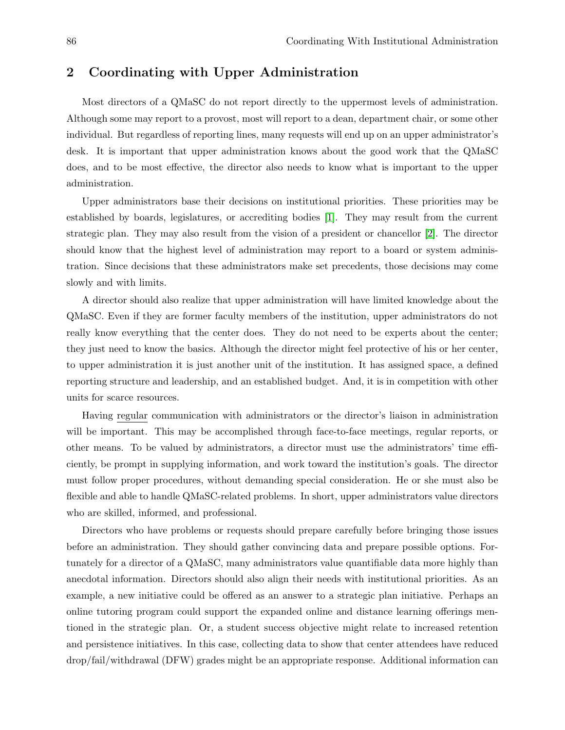## 2 Coordinating with Upper Administration

Most directors of a QMaSC do not report directly to the uppermost levels of administration. Although some may report to a provost, most will report to a dean, department chair, or some other individual. But regardless of reporting lines, many requests will end up on an upper administrator's desk. It is important that upper administration knows about the good work that the QMaSC does, and to be most effective, the director also needs to know what is important to the upper administration.

Upper administrators base their decisions on institutional priorities. These priorities may be established by boards, legislatures, or accrediting bodies [1]. They may result from the current strategic plan. They may also result from the vision of a president or chancellor [2]. The director should know that the highest level of administration may report to a board or system administration. Since decisions that these administrators make set precedents, those decisions may come slowly and with limits.

A director should also realize that upper administration will have limited knowledge about the QMaSC. Even if they are former faculty members of the institution, upper administrators do not really know everything that the center does. They do not need to be experts about the center; they just need to know the basics. Although the director might feel protective of his or her center, to upper administration it is just another unit of the institution. It has assigned space, a defined reporting structure and leadership, and an established budget. And, it is in competition with other units for scarce resources.

Having regular communication with administrators or the director's liaison in administration will be important. This may be accomplished through face-to-face meetings, regular reports, or other means. To be valued by administrators, a director must use the administrators' time efficiently, be prompt in supplying information, and work toward the institution's goals. The director must follow proper procedures, without demanding special consideration. He or she must also be flexible and able to handle QMaSC-related problems. In short, upper administrators value directors who are skilled, informed, and professional.

Directors who have problems or requests should prepare carefully before bringing those issues before an administration. They should gather convincing data and prepare possible options. Fortunately for a director of a QMaSC, many administrators value quantifiable data more highly than anecdotal information. Directors should also align their needs with institutional priorities. As an example, a new initiative could be offered as an answer to a strategic plan initiative. Perhaps an online tutoring program could support the expanded online and distance learning offerings mentioned in the strategic plan. Or, a student success objective might relate to increased retention and persistence initiatives. In this case, collecting data to show that center attendees have reduced drop/fail/withdrawal (DFW) grades might be an appropriate response. Additional information can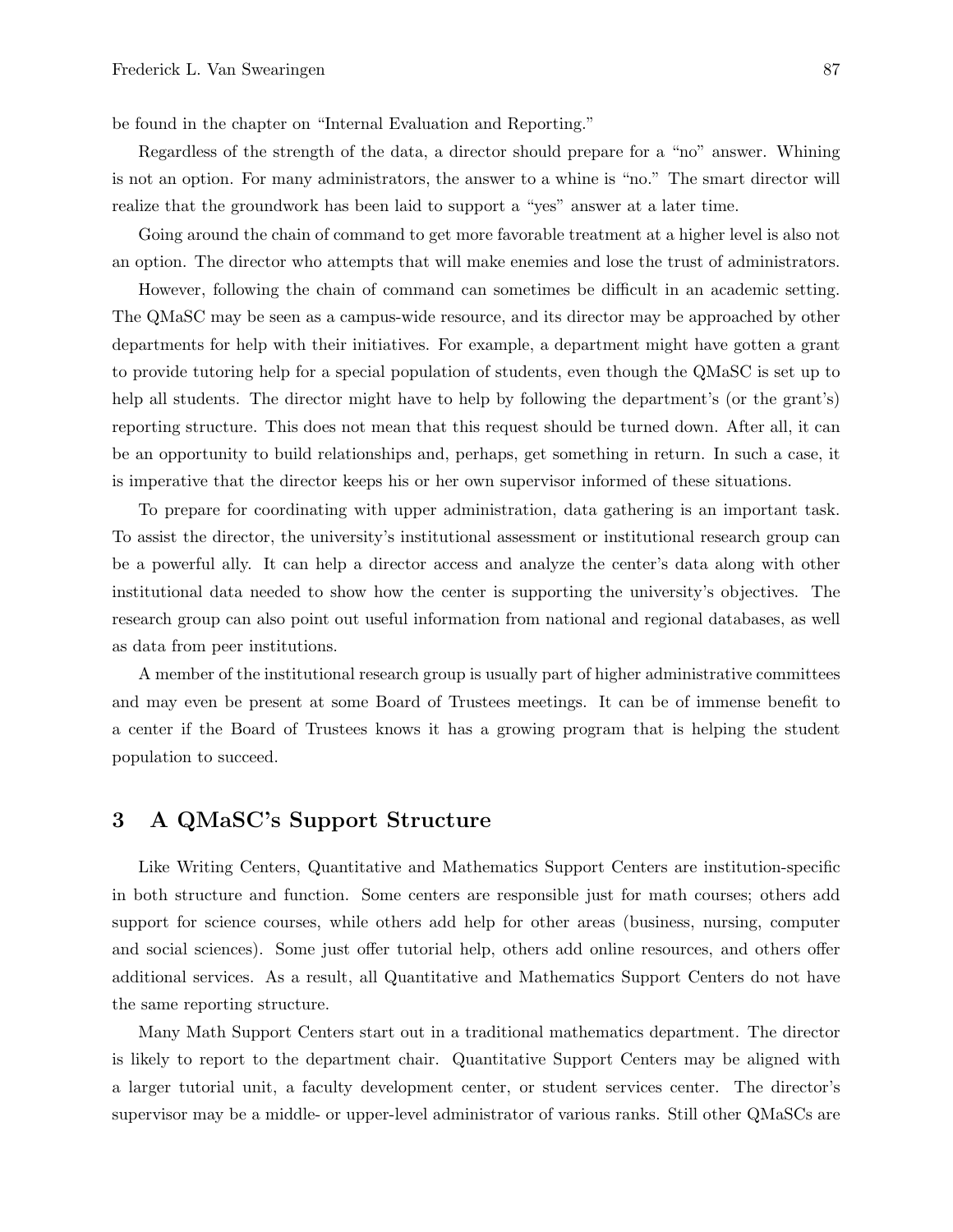be found in the chapter on "Internal Evaluation and Reporting."

Regardless of the strength of the data, a director should prepare for a "no" answer. Whining is not an option. For many administrators, the answer to a whine is "no." The smart director will realize that the groundwork has been laid to support a "yes" answer at a later time.

Going around the chain of command to get more favorable treatment at a higher level is also not an option. The director who attempts that will make enemies and lose the trust of administrators.

However, following the chain of command can sometimes be difficult in an academic setting. The QMaSC may be seen as a campus-wide resource, and its director may be approached by other departments for help with their initiatives. For example, a department might have gotten a grant to provide tutoring help for a special population of students, even though the QMaSC is set up to help all students. The director might have to help by following the department's (or the grant's) reporting structure. This does not mean that this request should be turned down. After all, it can be an opportunity to build relationships and, perhaps, get something in return. In such a case, it is imperative that the director keeps his or her own supervisor informed of these situations.

To prepare for coordinating with upper administration, data gathering is an important task. To assist the director, the university's institutional assessment or institutional research group can be a powerful ally. It can help a director access and analyze the center's data along with other institutional data needed to show how the center is supporting the university's objectives. The research group can also point out useful information from national and regional databases, as well as data from peer institutions.

A member of the institutional research group is usually part of higher administrative committees and may even be present at some Board of Trustees meetings. It can be of immense benefit to a center if the Board of Trustees knows it has a growing program that is helping the student population to succeed.

## 3 A QMaSC's Support Structure

Like Writing Centers, Quantitative and Mathematics Support Centers are institution-specific in both structure and function. Some centers are responsible just for math courses; others add support for science courses, while others add help for other areas (business, nursing, computer and social sciences). Some just offer tutorial help, others add online resources, and others offer additional services. As a result, all Quantitative and Mathematics Support Centers do not have the same reporting structure.

Many Math Support Centers start out in a traditional mathematics department. The director is likely to report to the department chair. Quantitative Support Centers may be aligned with a larger tutorial unit, a faculty development center, or student services center. The director's supervisor may be a middle- or upper-level administrator of various ranks. Still other QMaSCs are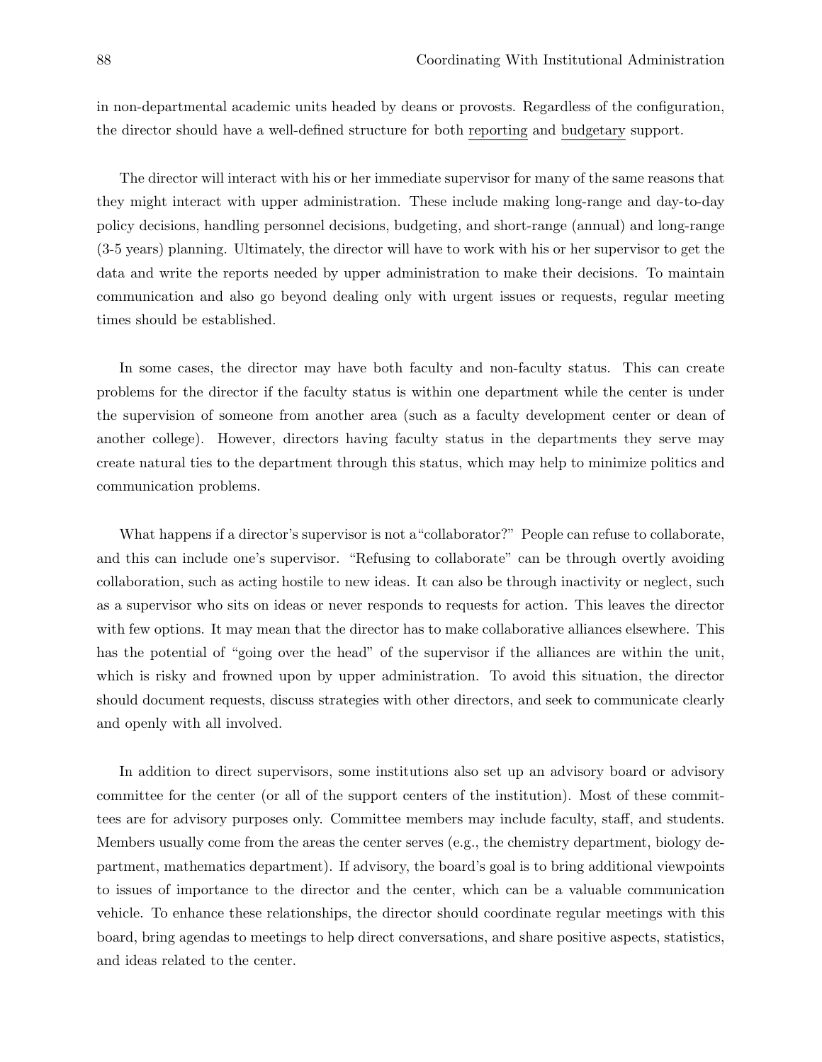in non-departmental academic units headed by deans or provosts. Regardless of the configuration, the director should have a well-defined structure for both <u>reporting</u> and <u>budgetary</u> support.

The director will interact with his or her immediate supervisor for many of the same reasons that they might interact with upper administration. These include making long-range and day-to-day policy decisions, handling personnel decisions, budgeting, and short-range (annual) and long-range (3-5 years) planning. Ultimately, the director will have to work with his or her supervisor to get the data and write the reports needed by upper administration to make their decisions. To maintain communication and also go beyond dealing only with urgent issues or requests, regular meeting times should be established.

In some cases, the director may have both faculty and non-faculty status. This can create problems for the director if the faculty status is within one department while the center is under the supervision of someone from another area (such as a faculty development center or dean of another college). However, directors having faculty status in the departments they serve may create natural ties to the department through this status, which may help to minimize politics and communication problems.

What happens if a director's supervisor is not a "collaborator?" People can refuse to collaborate, and this can include one's supervisor. "Refusing to collaborate" can be through overtly avoiding collaboration, such as acting hostile to new ideas. It can also be through inactivity or neglect, such as a supervisor who sits on ideas or never responds to requests for action. This leaves the director with few options. It may mean that the director has to make collaborative alliances elsewhere. This has the potential of "going over the head" of the supervisor if the alliances are within the unit, which is risky and frowned upon by upper administration. To avoid this situation, the director should document requests, discuss strategies with other directors, and seek to communicate clearly and openly with all involved.

In addition to direct supervisors, some institutions also set up an advisory board or advisory committee for the center (or all of the support centers of the institution). Most of these committees are for advisory purposes only. Committee members may include faculty, staff, and students. Members usually come from the areas the center serves (e.g., the chemistry department, biology department, mathematics department). If advisory, the board's goal is to bring additional viewpoints to issues of importance to the director and the center, which can be a valuable communication vehicle. To enhance these relationships, the director should coordinate regular meetings with this board, bring agendas to meetings to help direct conversations, and share positive aspects, statistics, and ideas related to the center.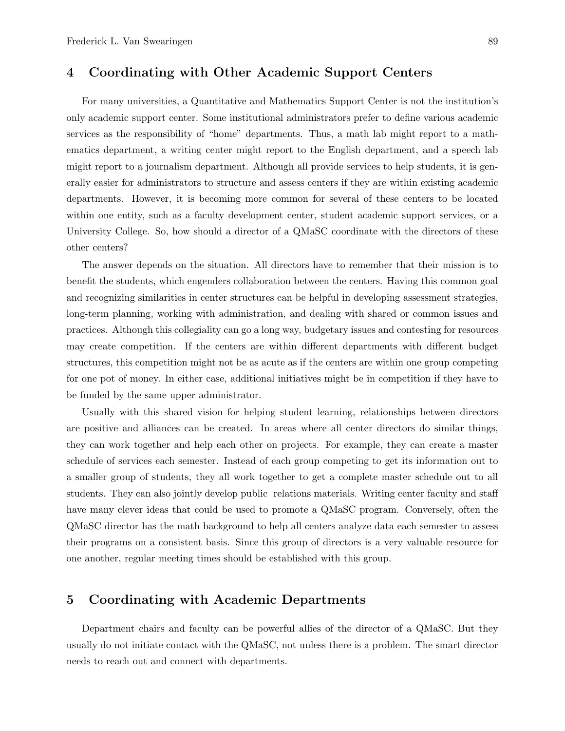## 4 Coordinating with Other Academic Support Centers

For many universities, a Quantitative and Mathematics Support Center is not the institution's only academic support center. Some institutional administrators prefer to define various academic services as the responsibility of "home" departments. Thus, a math lab might report to a mathematics department, a writing center might report to the English department, and a speech lab might report to a journalism department. Although all provide services to help students, it is generally easier for administrators to structure and assess centers if they are within existing academic departments. However, it is becoming more common for several of these centers to be located within one entity, such as a faculty development center, student academic support services, or a University College. So, how should a director of a QMaSC coordinate with the directors of these other centers?

The answer depends on the situation. All directors have to remember that their mission is to benefit the students, which engenders collaboration between the centers. Having this common goal and recognizing similarities in center structures can be helpful in developing assessment strategies, long-term planning, working with administration, and dealing with shared or common issues and practices. Although this collegiality can go a long way, budgetary issues and contesting for resources may create competition. If the centers are within different departments with different budget structures, this competition might not be as acute as if the centers are within one group competing for one pot of money. In either case, additional initiatives might be in competition if they have to be funded by the same upper administrator.

Usually with this shared vision for helping student learning, relationships between directors are positive and alliances can be created. In areas where all center directors do similar things, they can work together and help each other on projects. For example, they can create a master schedule of services each semester. Instead of each group competing to get its information out to a smaller group of students, they all work together to get a complete master schedule out to all students. They can also jointly develop public relations materials. Writing center faculty and staff have many clever ideas that could be used to promote a QMaSC program. Conversely, often the QMaSC director has the math background to help all centers analyze data each semester to assess their programs on a consistent basis. Since this group of directors is a very valuable resource for one another, regular meeting times should be established with this group.

## 5 Coordinating with Academic Departments

Department chairs and faculty can be powerful allies of the director of a QMaSC. But they usually do not initiate contact with the QMaSC, not unless there is a problem. The smart director needs to reach out and connect with departments.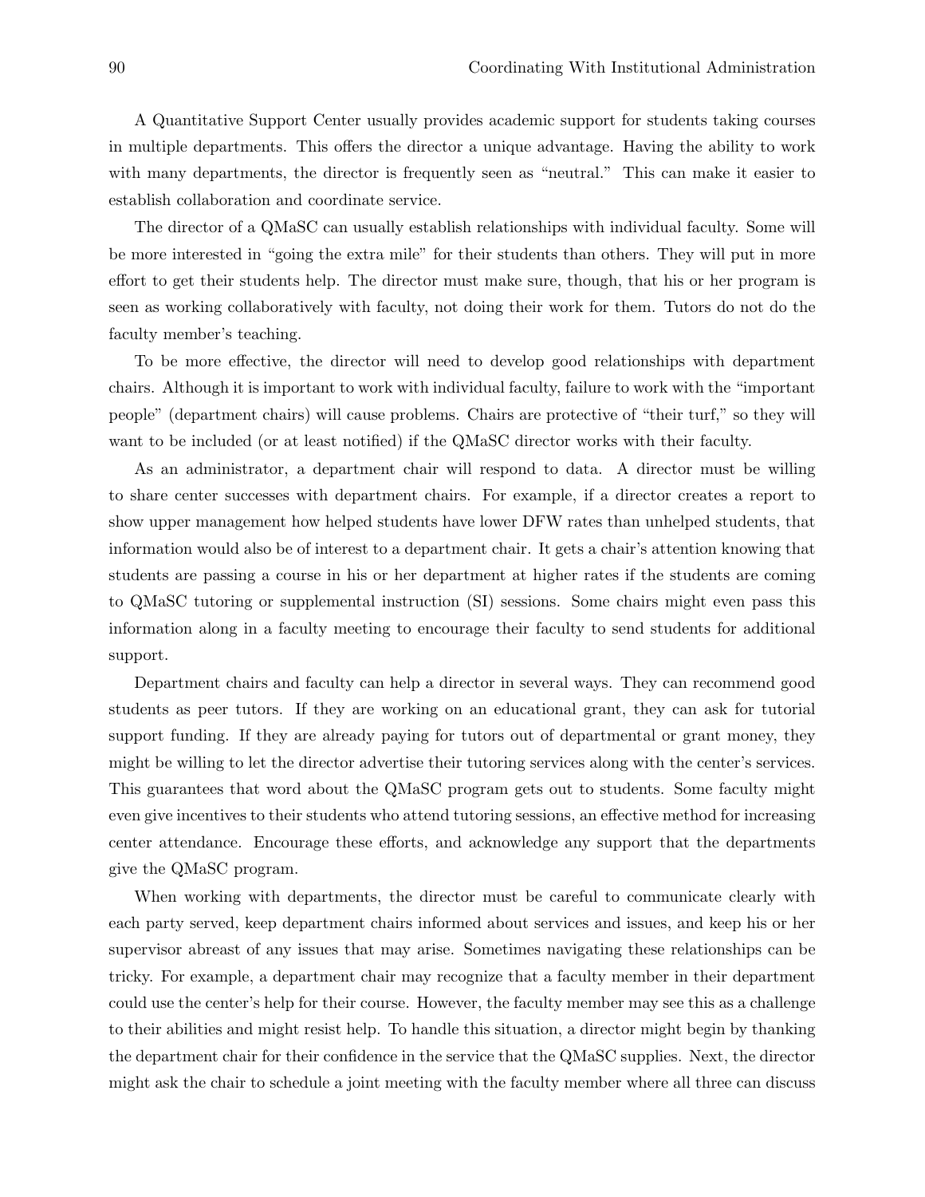A Quantitative Support Center usually provides academic support for students taking courses in multiple departments. This offers the director a unique advantage. Having the ability to work with many departments, the director is frequently seen as "neutral." This can make it easier to establish collaboration and coordinate service.

The director of a QMaSC can usually establish relationships with individual faculty. Some will be more interested in "going the extra mile" for their students than others. They will put in more effort to get their students help. The director must make sure, though, that his or her program is seen as working collaboratively with faculty, not doing their work for them. Tutors do not do the faculty member's teaching.

To be more effective, the director will need to develop good relationships with department chairs. Although it is important to work with individual faculty, failure to work with the "important people" (department chairs) will cause problems. Chairs are protective of "their turf," so they will want to be included (or at least notified) if the QMaSC director works with their faculty.

As an administrator, a department chair will respond to data. A director must be willing to share center successes with department chairs. For example, if a director creates a report to show upper management how helped students have lower DFW rates than unhelped students, that information would also be of interest to a department chair. It gets a chair's attention knowing that students are passing a course in his or her department at higher rates if the students are coming to QMaSC tutoring or supplemental instruction (SI) sessions. Some chairs might even pass this information along in a faculty meeting to encourage their faculty to send students for additional support.

Department chairs and faculty can help a director in several ways. They can recommend good students as peer tutors. If they are working on an educational grant, they can ask for tutorial support funding. If they are already paying for tutors out of departmental or grant money, they might be willing to let the director advertise their tutoring services along with the center's services. This guarantees that word about the QMaSC program gets out to students. Some faculty might even give incentives to their students who attend tutoring sessions, an effective method for increasing center attendance. Encourage these efforts, and acknowledge any support that the departments give the QMaSC program.

When working with departments, the director must be careful to communicate clearly with each party served, keep department chairs informed about services and issues, and keep his or her supervisor abreast of any issues that may arise. Sometimes navigating these relationships can be tricky. For example, a department chair may recognize that a faculty member in their department could use the center's help for their course. However, the faculty member may see this as a challenge to their abilities and might resist help. To handle this situation, a director might begin by thanking the department chair for their confidence in the service that the QMaSC supplies. Next, the director might ask the chair to schedule a joint meeting with the faculty member where all three can discuss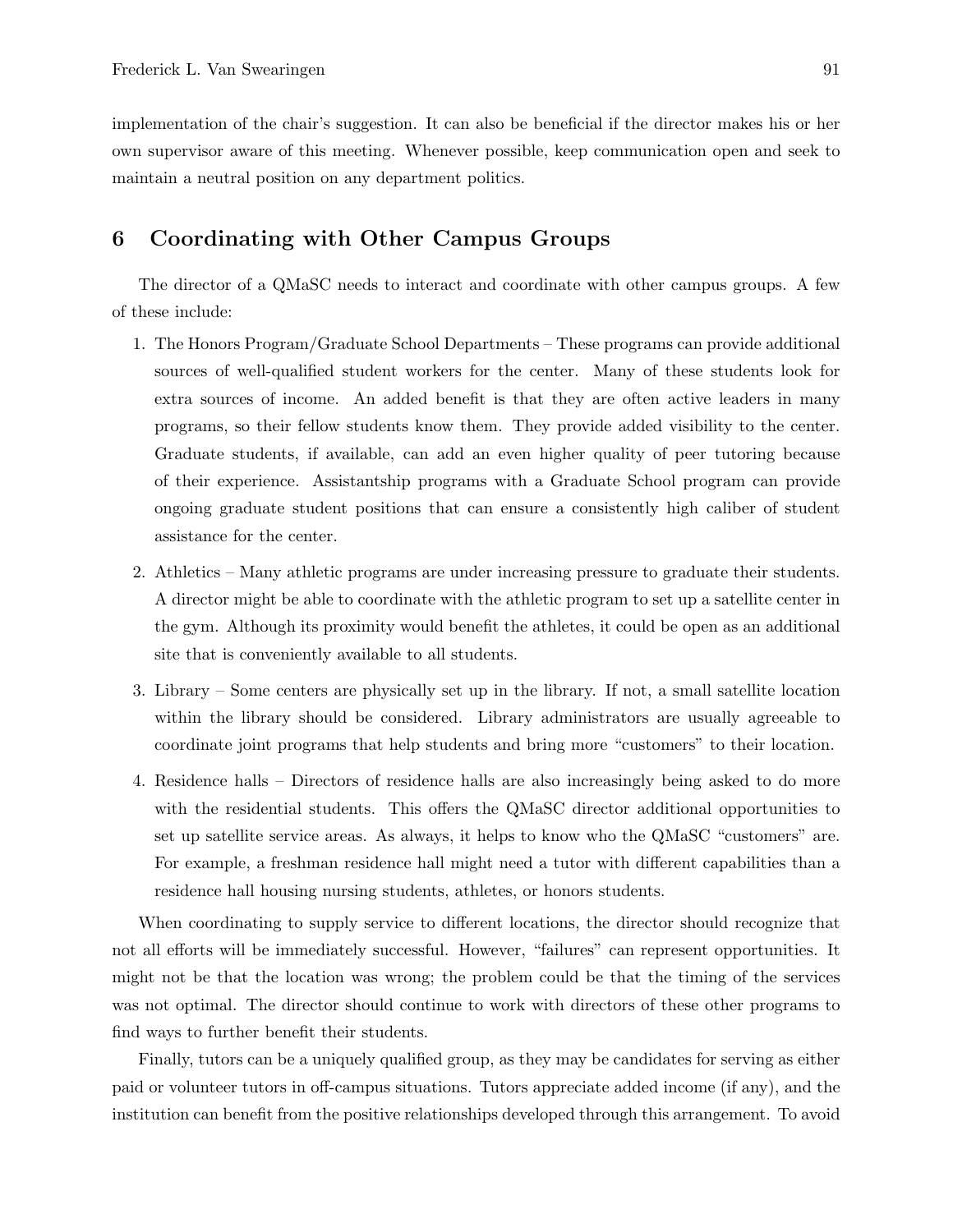implementation of the chair's suggestion. It can also be beneficial if the director makes his or her own supervisor aware of this meeting. Whenever possible, keep communication open and seek to maintain a neutral position on any department politics.

## 6 Coordinating with Other Campus Groups

The director of a QMaSC needs to interact and coordinate with other campus groups. A few of these include:

1. The Honors Program/Graduate School Departments – These programs can provide additional sources of well-qualified student workers for the center. Many of these students look for extra sources of income. An added benefit is that they are often active leaders in many programs, so their fellow students know them. They provide added visibility to the center. Graduate students, if available, can add an even higher quality of peer tutoring because of their experience. Assistantship programs with a Graduate School program can provide ongoing graduate student positions that can ensure a consistently high caliber of student assistance for the center.

2. Athletics – Many athletic programs are under increasing pressure to graduate their students. A director might be able to coordinate with the athletic program to set up a satellite center in the gym. Although its proximity would benefit the athletes, it could be open as an additional site that is conveniently available to all students.

3. Library – Some centers are physically set up in the library. If not, a small satellite location within the library should be considered. Library administrators are usually agreeable to coordinate joint programs that help students and bring more "customers" to their location.

4. Residence halls – Directors of residence halls are also increasingly being asked to do more with the residential students. This offers the QMaSC director additional opportunities to set up satellite service areas. As always, it helps to know who the QMaSC "customers" are. For example, a freshman residence hall might need a tutor with different capabilities than a residence hall housing nursing students, athletes, or honors students.

When coordinating to supply service to different locations, the director should recognize that not all efforts will be immediately successful. However, "failures" can represent opportunities. It might not be that the location was wrong; the problem could be that the timing of the services was not optimal. The director should continue to work with directors of these other programs to find ways to further benefit their students.

Finally, tutors can be a uniquely qualified group, as they may be candidates for serving as either paid or volunteer tutors in off-campus situations. Tutors appreciate added income (if any), and the institution can benefit from the positive relationships developed through this arrangement. To avoid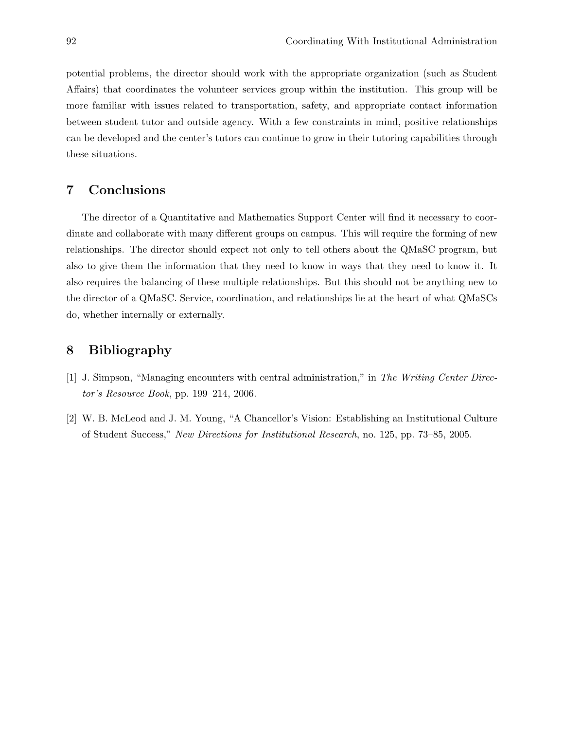potential problems, the director should work with the appropriate organization (such as Student Affairs) that coordinates the volunteer services group within the institution. This group will be more familiar with issues related to transportation, safety, and appropriate contact information between student tutor and outside agency. With a few constraints in mind, positive relationships can be developed and the center's tutors can continue to grow in their tutoring capabilities through these situations.

## 7 Conclusions

The director of a Quantitative and Mathematics Support Center will find it necessary to coordinate and collaborate with many different groups on campus. This will require the forming of new relationships. The director should expect not only to tell others about the QMaSC program, but also to give them the information that they need to know in ways that they need to know it. It also requires the balancing of these multiple relationships. But this should not be anything new to the director of a QMaSC. Service, coordination, and relationships lie at the heart of what QMaSCs do, whether internally or externally.

## 8 Bibliography

[1] J. Simpson, "Managing encounters with central administration," in *The Writing Center Director's Resource Book*, pp. 199–214, 2006.

[2] W. B. McLeod and J. M. Young, "A Chancellor's Vision: Establishing an Institutional Culture of Student Success," *New Directions for Institutional Research*, no. 125, pp. 73–85, 2005.